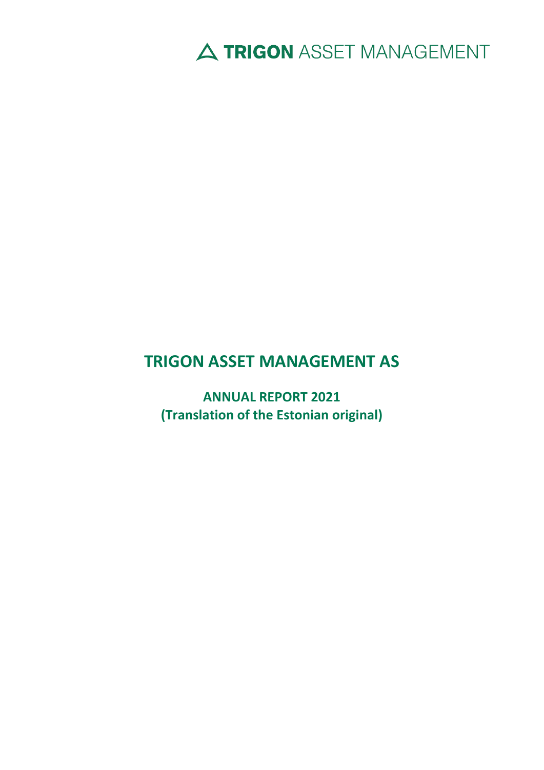TRIGON ASSET MANAGEMENT

# TRIGON ASSET MANAGEMENT AS

**ANNUAL REPORT 2021**
**(Translation of the Estonian original)**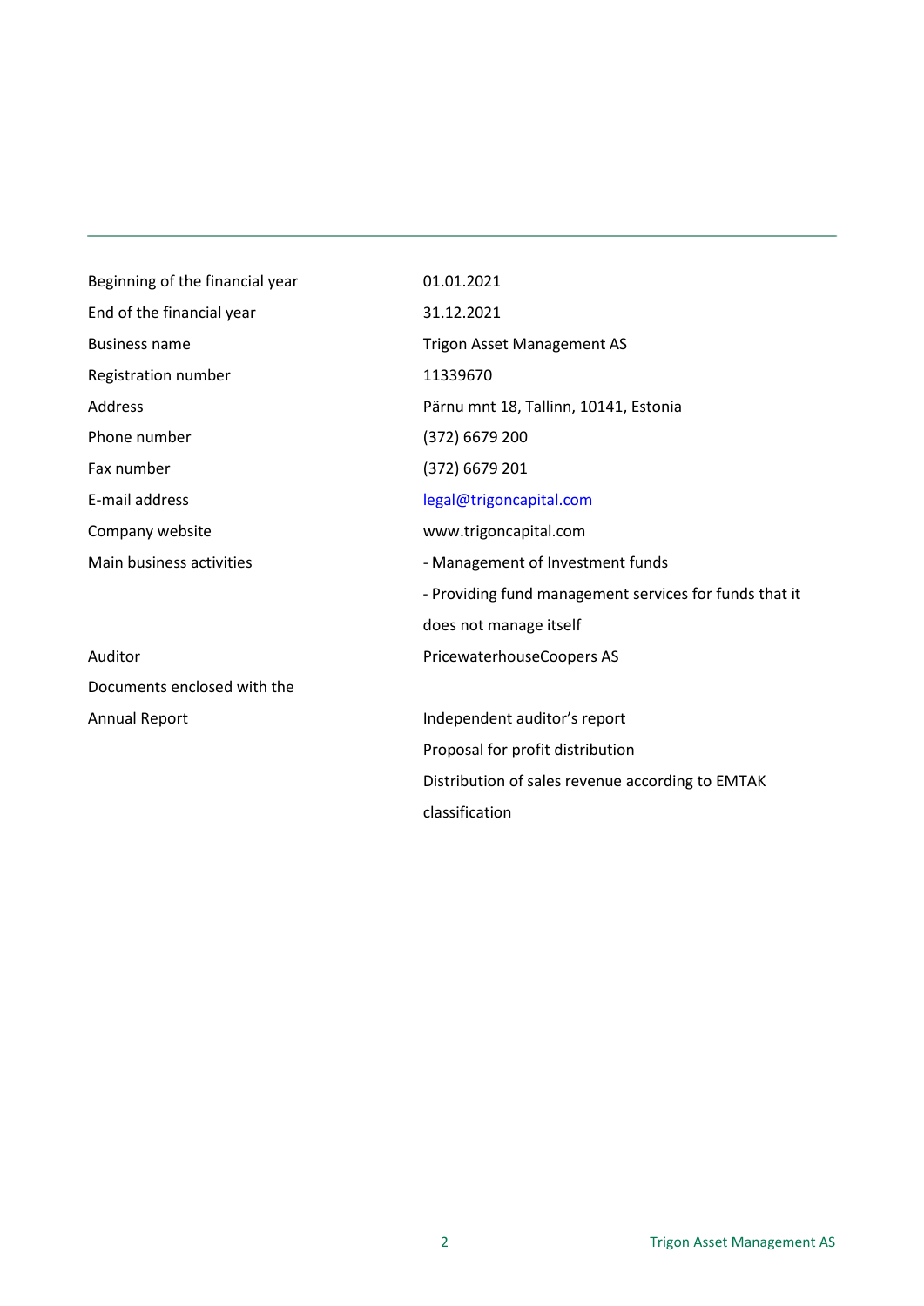| | |
|---|---|
| Beginning of the financial year | 01.01.2021 |
| End of the financial year | 31.12.2021 |
| Business name | Trigon Asset Management AS |
| Registration number | 11339670 |
| Address | Pärnu mnt 18, Tallinn, 10141, Estonia |
| Phone number | (372) 6679 200 |
| Fax number | (372) 6679 201 |
| E-mail address | legal@trigoncapital.com |
| Company website | www.trigoncapital.com |
| Main business activities | - Management of Investment funds<br>- Providing fund management services for funds that it does not manage itself |
| Auditor | PricewaterhouseCoopers AS |
| Documents enclosed with the Annual Report | Independent auditor's report<br>Proposal for profit distribution<br>Distribution of sales revenue according to EMTAK classification |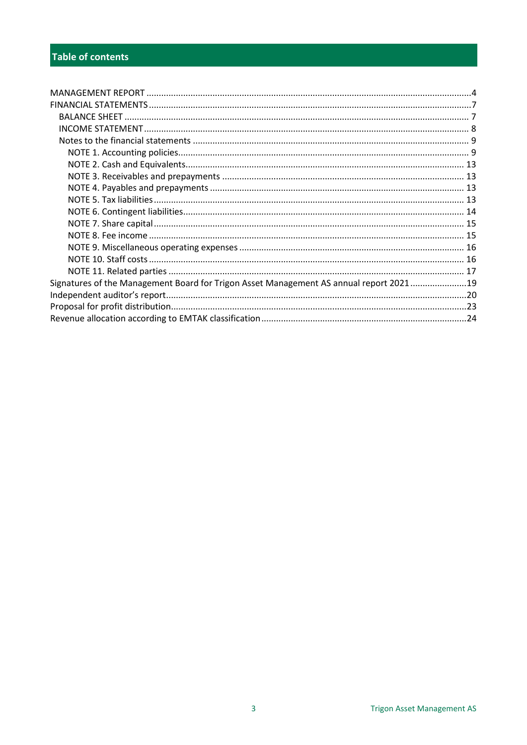# Table of contents

- MANAGEMENT REPORT ....................................................................................................................4
- FINANCIAL STATEMENTS ..............................................................................................................7
  - BALANCE SHEET ....................................................................................................................... 7
  - INCOME STATEMENT ................................................................................................................ 8
  - Notes to the financial statements ............................................................................................ 9
    - NOTE 1. Accounting policies.................................................................................................... 9
    - NOTE 2. Cash and Equivalents............................................................................................... 13
    - NOTE 3. Receivables and prepayments ................................................................................. 13
    - NOTE 4. Payables and prepayments ...................................................................................... 13
    - NOTE 5. Tax liabilities ............................................................................................................. 13
    - NOTE 6. Contingent liabilities................................................................................................. 14
    - NOTE 7. Share capital ............................................................................................................. 15
    - NOTE 8. Fee income ............................................................................................................... 15
    - NOTE 9. Miscellaneous operating expenses .......................................................................... 16
    - NOTE 10. Staff costs ............................................................................................................... 16
    - NOTE 11. Related parties ....................................................................................................... 17
- Signatures of the Management Board for Trigon Asset Management AS annual report 2021 .......................19
- Independent auditor's report.........................................................................................................20
- Proposal for profit distribution.......................................................................................................23
- Revenue allocation according to EMTAK classification ...................................................................24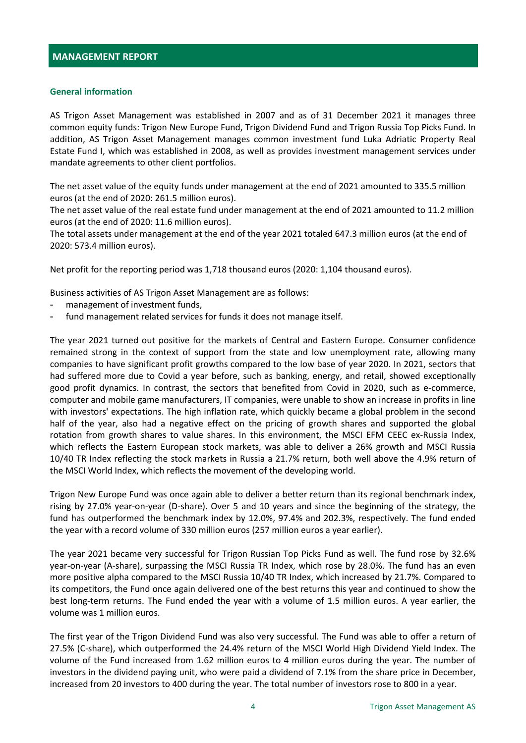# MANAGEMENT REPORT

## General information

AS Trigon Asset Management was established in 2007 and as of 31 December 2021 it manages three common equity funds: Trigon New Europe Fund, Trigon Dividend Fund and Trigon Russia Top Picks Fund. In addition, AS Trigon Asset Management manages common investment fund Luka Adriatic Property Real Estate Fund I, which was established in 2008, as well as provides investment management services under mandate agreements to other client portfolios.

The net asset value of the equity funds under management at the end of 2021 amounted to 335.5 million euros (at the end of 2020: 261.5 million euros).
The net asset value of the real estate fund under management at the end of 2021 amounted to 11.2 million euros (at the end of 2020: 11.6 million euros).
The total assets under management at the end of the year 2021 totaled 647.3 million euros (at the end of 2020: 573.4 million euros).

Net profit for the reporting period was 1,718 thousand euros (2020: 1,104 thousand euros).

Business activities of AS Trigon Asset Management are as follows:

- management of investment funds,
- fund management related services for funds it does not manage itself.

The year 2021 turned out positive for the markets of Central and Eastern Europe. Consumer confidence remained strong in the context of support from the state and low unemployment rate, allowing many companies to have significant profit growths compared to the low base of year 2020. In 2021, sectors that had suffered more due to Covid a year before, such as banking, energy, and retail, showed exceptionally good profit dynamics. In contrast, the sectors that benefited from Covid in 2020, such as e-commerce, computer and mobile game manufacturers, IT companies, were unable to show an increase in profits in line with investors' expectations. The high inflation rate, which quickly became a global problem in the second half of the year, also had a negative effect on the pricing of growth shares and supported the global rotation from growth shares to value shares. In this environment, the MSCI EFM CEEC ex-Russia Index, which reflects the Eastern European stock markets, was able to deliver a 26% growth and MSCI Russia 10/40 TR Index reflecting the stock markets in Russia a 21.7% return, both well above the 4.9% return of the MSCI World Index, which reflects the movement of the developing world.

Trigon New Europe Fund was once again able to deliver a better return than its regional benchmark index, rising by 27.0% year-on-year (D-share). Over 5 and 10 years and since the beginning of the strategy, the fund has outperformed the benchmark index by 12.0%, 97.4% and 202.3%, respectively. The fund ended the year with a record volume of 330 million euros (257 million euros a year earlier).

The year 2021 became very successful for Trigon Russian Top Picks Fund as well. The fund rose by 32.6% year-on-year (A-share), surpassing the MSCI Russia TR Index, which rose by 28.0%. The fund has an even more positive alpha compared to the MSCI Russia 10/40 TR Index, which increased by 21.7%. Compared to its competitors, the Fund once again delivered one of the best returns this year and continued to show the best long-term returns. The Fund ended the year with a volume of 1.5 million euros. A year earlier, the volume was 1 million euros.

The first year of the Trigon Dividend Fund was also very successful. The Fund was able to offer a return of 27.5% (C-share), which outperformed the 24.4% return of the MSCI World High Dividend Yield Index. The volume of the Fund increased from 1.62 million euros to 4 million euros during the year. The number of investors in the dividend paying unit, who were paid a dividend of 7.1% from the share price in December, increased from 20 investors to 400 during the year. The total number of investors rose to 800 in a year.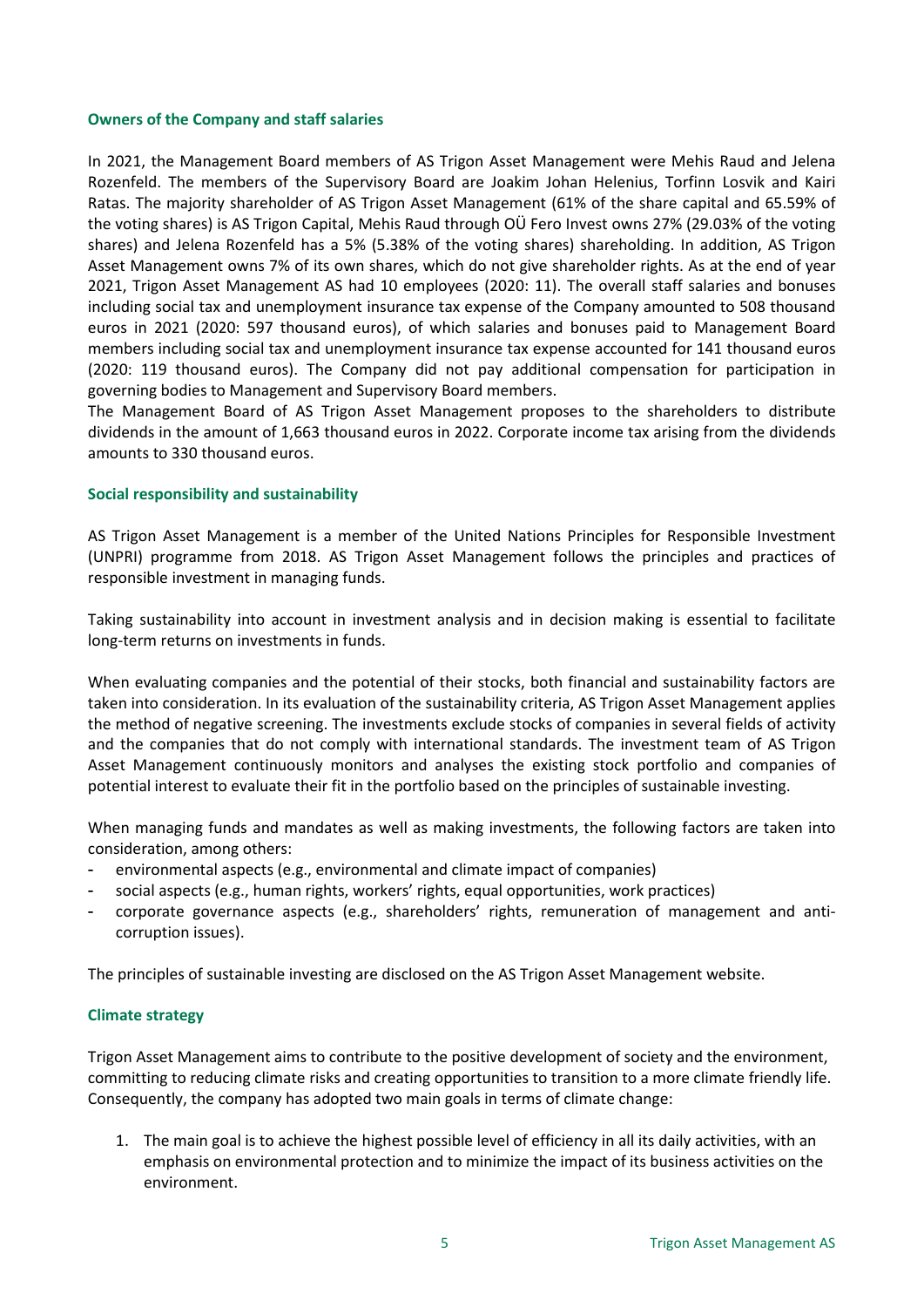## Owners of the Company and staff salaries

In 2021, the Management Board members of AS Trigon Asset Management were Mehis Raud and Jelena Rozenfeld. The members of the Supervisory Board are Joakim Johan Helenius, Torfinn Losvik and Kairi Ratas. The majority shareholder of AS Trigon Asset Management (61% of the share capital and 65.59% of the voting shares) is AS Trigon Capital, Mehis Raud through OÜ Fero Invest owns 27% (29.03% of the voting shares) and Jelena Rozenfeld has a 5% (5.38% of the voting shares) shareholding. In addition, AS Trigon Asset Management owns 7% of its own shares, which do not give shareholder rights. As at the end of year 2021, Trigon Asset Management AS had 10 employees (2020: 11). The overall staff salaries and bonuses including social tax and unemployment insurance tax expense of the Company amounted to 508 thousand euros in 2021 (2020: 597 thousand euros), of which salaries and bonuses paid to Management Board members including social tax and unemployment insurance tax expense accounted for 141 thousand euros (2020: 119 thousand euros). The Company did not pay additional compensation for participation in governing bodies to Management and Supervisory Board members.

The Management Board of AS Trigon Asset Management proposes to the shareholders to distribute dividends in the amount of 1,663 thousand euros in 2022. Corporate income tax arising from the dividends amounts to 330 thousand euros.

## Social responsibility and sustainability

AS Trigon Asset Management is a member of the United Nations Principles for Responsible Investment (UNPRI) programme from 2018. AS Trigon Asset Management follows the principles and practices of responsible investment in managing funds.

Taking sustainability into account in investment analysis and in decision making is essential to facilitate long-term returns on investments in funds.

When evaluating companies and the potential of their stocks, both financial and sustainability factors are taken into consideration. In its evaluation of the sustainability criteria, AS Trigon Asset Management applies the method of negative screening. The investments exclude stocks of companies in several fields of activity and the companies that do not comply with international standards. The investment team of AS Trigon Asset Management continuously monitors and analyses the existing stock portfolio and companies of potential interest to evaluate their fit in the portfolio based on the principles of sustainable investing.

When managing funds and mandates as well as making investments, the following factors are taken into consideration, among others:

- environmental aspects (e.g., environmental and climate impact of companies)
- social aspects (e.g., human rights, workers' rights, equal opportunities, work practices)
- corporate governance aspects (e.g., shareholders' rights, remuneration of management and anti-corruption issues).

The principles of sustainable investing are disclosed on the AS Trigon Asset Management website.

## Climate strategy

Trigon Asset Management aims to contribute to the positive development of society and the environment, committing to reducing climate risks and creating opportunities to transition to a more climate friendly life. Consequently, the company has adopted two main goals in terms of climate change:

1. The main goal is to achieve the highest possible level of efficiency in all its daily activities, with an emphasis on environmental protection and to minimize the impact of its business activities on the environment.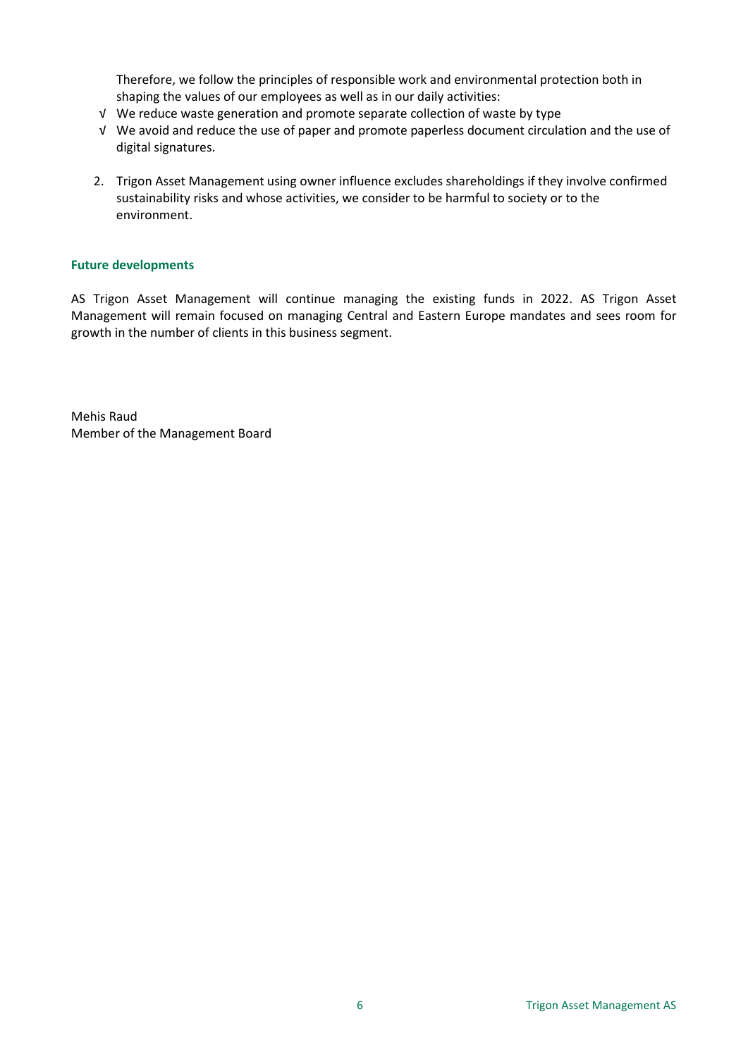Therefore, we follow the principles of responsible work and environmental protection both in shaping the values of our employees as well as in our daily activities:

- √ We reduce waste generation and promote separate collection of waste by type
- √ We avoid and reduce the use of paper and promote paperless document circulation and the use of digital signatures.

2. Trigon Asset Management using owner influence excludes shareholdings if they involve confirmed sustainability risks and whose activities, we consider to be harmful to society or to the environment.

**Future developments**

AS Trigon Asset Management will continue managing the existing funds in 2022. AS Trigon Asset Management will remain focused on managing Central and Eastern Europe mandates and sees room for growth in the number of clients in this business segment.

Mehis Raud
Member of the Management Board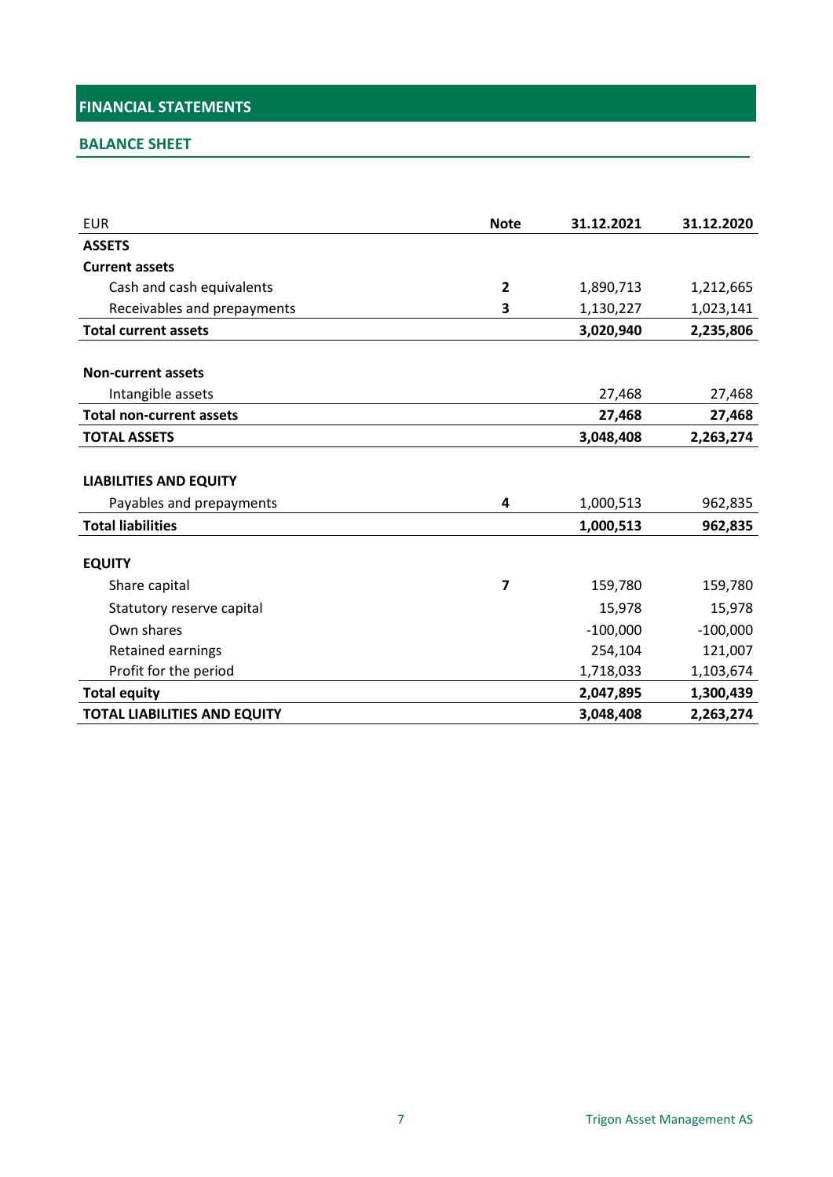# FINANCIAL STATEMENTS

## BALANCE SHEET

| EUR | Note | 31.12.2021 | 31.12.2020 |
|---|---|---|---|
| **ASSETS** | | | |
| **Current assets** | | | |
| Cash and cash equivalents | **2** | 1,890,713 | 1,212,665 |
| Receivables and prepayments | **3** | 1,130,227 | 1,023,141 |
| **Total current assets** | | **3,020,940** | **2,235,806** |
| | | | |
| **Non-current assets** | | | |
| Intangible assets | | 27,468 | 27,468 |
| **Total non-current assets** | | **27,468** | **27,468** |
| **TOTAL ASSETS** | | **3,048,408** | **2,263,274** |
| | | | |
| **LIABILITIES AND EQUITY** | | | |
| Payables and prepayments | **4** | 1,000,513 | 962,835 |
| **Total liabilities** | | **1,000,513** | **962,835** |
| | | | |
| **EQUITY** | | | |
| Share capital | **7** | 159,780 | 159,780 |
| Statutory reserve capital | | 15,978 | 15,978 |
| Own shares | | -100,000 | -100,000 |
| Retained earnings | | 254,104 | 121,007 |
| Profit for the period | | 1,718,033 | 1,103,674 |
| **Total equity** | | **2,047,895** | **1,300,439** |
| **TOTAL LIABILITIES AND EQUITY** | | **3,048,408** | **2,263,274** |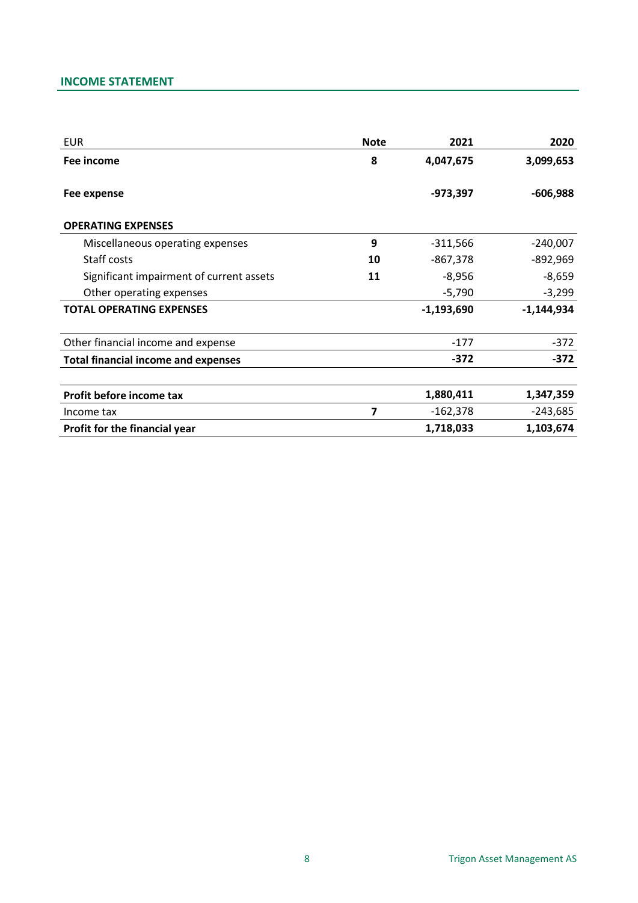## INCOME STATEMENT

| EUR | Note | 2021 | 2020 |
|---|---|---|---|
| **Fee income** | **8** | **4,047,675** | **3,099,653** |
| **Fee expense** | | **-973,397** | **-606,988** |
| **OPERATING EXPENSES** | | | |
| Miscellaneous operating expenses | **9** | -311,566 | -240,007 |
| Staff costs | **10** | -867,378 | -892,969 |
| Significant impairment of current assets | **11** | -8,956 | -8,659 |
| Other operating expenses | | -5,790 | -3,299 |
| **TOTAL OPERATING EXPENSES** | | **-1,193,690** | **-1,144,934** |
| Other financial income and expense | | -177 | -372 |
| **Total financial income and expenses** | | **-372** | **-372** |
| **Profit before income tax** | | **1,880,411** | **1,347,359** |
| Income tax | **7** | -162,378 | -243,685 |
| **Profit for the financial year** | | **1,718,033** | **1,103,674** |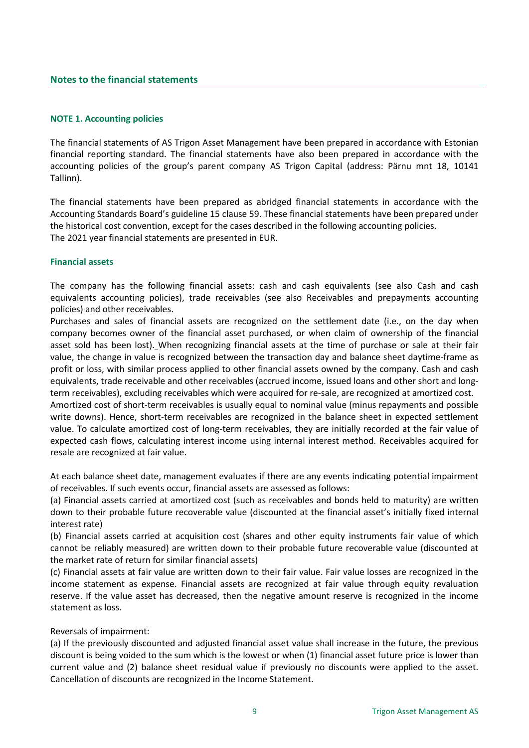## Notes to the financial statements

### NOTE 1. Accounting policies

The financial statements of AS Trigon Asset Management have been prepared in accordance with Estonian financial reporting standard. The financial statements have also been prepared in accordance with the accounting policies of the group's parent company AS Trigon Capital (address: Pärnu mnt 18, 10141 Tallinn).

The financial statements have been prepared as abridged financial statements in accordance with the Accounting Standards Board's guideline 15 clause 59. These financial statements have been prepared under the historical cost convention, except for the cases described in the following accounting policies.
The 2021 year financial statements are presented in EUR.

#### Financial assets

The company has the following financial assets: cash and cash equivalents (see also Cash and cash equivalents accounting policies), trade receivables (see also Receivables and prepayments accounting policies) and other receivables.
Purchases and sales of financial assets are recognized on the settlement date (i.e., on the day when company becomes owner of the financial asset purchased, or when claim of ownership of the financial asset sold has been lost). When recognizing financial assets at the time of purchase or sale at their fair value, the change in value is recognized between the transaction day and balance sheet daytime-frame as profit or loss, with similar process applied to other financial assets owned by the company. Cash and cash equivalents, trade receivable and other receivables (accrued income, issued loans and other short and long-term receivables), excluding receivables which were acquired for re-sale, are recognized at amortized cost.
Amortized cost of short-term receivables is usually equal to nominal value (minus repayments and possible write downs). Hence, short-term receivables are recognized in the balance sheet in expected settlement value. To calculate amortized cost of long-term receivables, they are initially recorded at the fair value of expected cash flows, calculating interest income using internal interest method. Receivables acquired for resale are recognized at fair value.

At each balance sheet date, management evaluates if there are any events indicating potential impairment of receivables. If such events occur, financial assets are assessed as follows:
(a) Financial assets carried at amortized cost (such as receivables and bonds held to maturity) are written down to their probable future recoverable value (discounted at the financial asset's initially fixed internal interest rate)
(b) Financial assets carried at acquisition cost (shares and other equity instruments fair value of which cannot be reliably measured) are written down to their probable future recoverable value (discounted at the market rate of return for similar financial assets)
(c) Financial assets at fair value are written down to their fair value. Fair value losses are recognized in the income statement as expense. Financial assets are recognized at fair value through equity revaluation reserve. If the value asset has decreased, then the negative amount reserve is recognized in the income statement as loss.

Reversals of impairment:
(a) If the previously discounted and adjusted financial asset value shall increase in the future, the previous discount is being voided to the sum which is the lowest or when (1) financial asset future price is lower than current value and (2) balance sheet residual value if previously no discounts were applied to the asset. Cancellation of discounts are recognized in the Income Statement.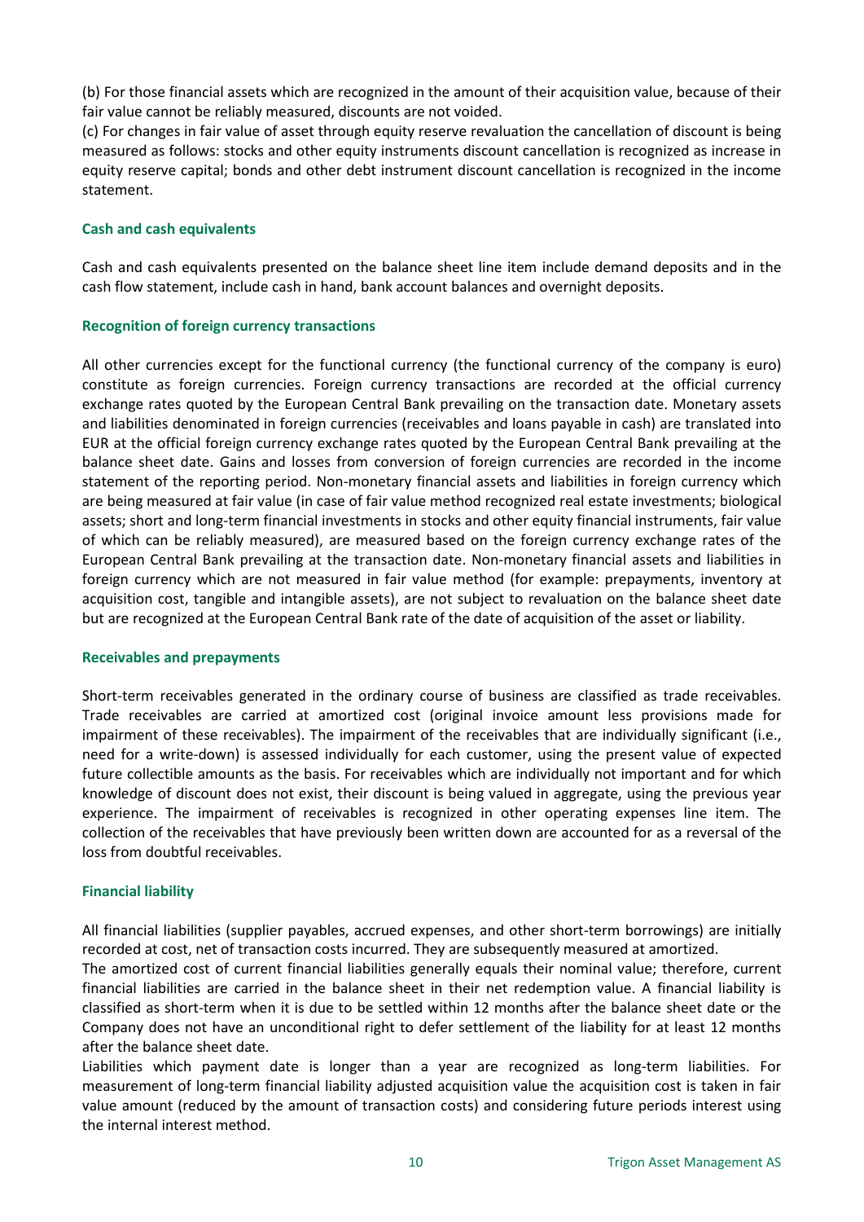(b) For those financial assets which are recognized in the amount of their acquisition value, because of their fair value cannot be reliably measured, discounts are not voided.

(c) For changes in fair value of asset through equity reserve revaluation the cancellation of discount is being measured as follows: stocks and other equity instruments discount cancellation is recognized as increase in equity reserve capital; bonds and other debt instrument discount cancellation is recognized in the income statement.

### Cash and cash equivalents

Cash and cash equivalents presented on the balance sheet line item include demand deposits and in the cash flow statement, include cash in hand, bank account balances and overnight deposits.

### Recognition of foreign currency transactions

All other currencies except for the functional currency (the functional currency of the company is euro) constitute as foreign currencies. Foreign currency transactions are recorded at the official currency exchange rates quoted by the European Central Bank prevailing on the transaction date. Monetary assets and liabilities denominated in foreign currencies (receivables and loans payable in cash) are translated into EUR at the official foreign currency exchange rates quoted by the European Central Bank prevailing at the balance sheet date. Gains and losses from conversion of foreign currencies are recorded in the income statement of the reporting period. Non-monetary financial assets and liabilities in foreign currency which are being measured at fair value (in case of fair value method recognized real estate investments; biological assets; short and long-term financial investments in stocks and other equity financial instruments, fair value of which can be reliably measured), are measured based on the foreign currency exchange rates of the European Central Bank prevailing at the transaction date. Non-monetary financial assets and liabilities in foreign currency which are not measured in fair value method (for example: prepayments, inventory at acquisition cost, tangible and intangible assets), are not subject to revaluation on the balance sheet date but are recognized at the European Central Bank rate of the date of acquisition of the asset or liability.

### Receivables and prepayments

Short-term receivables generated in the ordinary course of business are classified as trade receivables. Trade receivables are carried at amortized cost (original invoice amount less provisions made for impairment of these receivables). The impairment of the receivables that are individually significant (i.e., need for a write-down) is assessed individually for each customer, using the present value of expected future collectible amounts as the basis. For receivables which are individually not important and for which knowledge of discount does not exist, their discount is being valued in aggregate, using the previous year experience. The impairment of receivables is recognized in other operating expenses line item. The collection of the receivables that have previously been written down are accounted for as a reversal of the loss from doubtful receivables.

### Financial liability

All financial liabilities (supplier payables, accrued expenses, and other short-term borrowings) are initially recorded at cost, net of transaction costs incurred. They are subsequently measured at amortized.

The amortized cost of current financial liabilities generally equals their nominal value; therefore, current financial liabilities are carried in the balance sheet in their net redemption value. A financial liability is classified as short-term when it is due to be settled within 12 months after the balance sheet date or the Company does not have an unconditional right to defer settlement of the liability for at least 12 months after the balance sheet date.

Liabilities which payment date is longer than a year are recognized as long-term liabilities. For measurement of long-term financial liability adjusted acquisition value the acquisition cost is taken in fair value amount (reduced by the amount of transaction costs) and considering future periods interest using the internal interest method.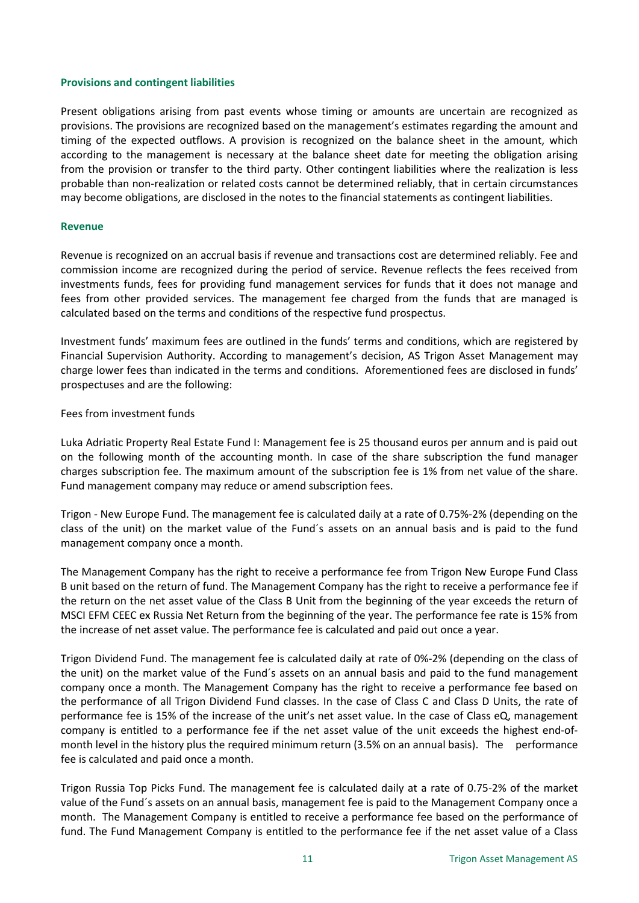### Provisions and contingent liabilities

Present obligations arising from past events whose timing or amounts are uncertain are recognized as provisions. The provisions are recognized based on the management's estimates regarding the amount and timing of the expected outflows. A provision is recognized on the balance sheet in the amount, which according to the management is necessary at the balance sheet date for meeting the obligation arising from the provision or transfer to the third party. Other contingent liabilities where the realization is less probable than non-realization or related costs cannot be determined reliably, that in certain circumstances may become obligations, are disclosed in the notes to the financial statements as contingent liabilities.

### Revenue

Revenue is recognized on an accrual basis if revenue and transactions cost are determined reliably. Fee and commission income are recognized during the period of service. Revenue reflects the fees received from investments funds, fees for providing fund management services for funds that it does not manage and fees from other provided services. The management fee charged from the funds that are managed is calculated based on the terms and conditions of the respective fund prospectus.

Investment funds' maximum fees are outlined in the funds' terms and conditions, which are registered by Financial Supervision Authority. According to management's decision, AS Trigon Asset Management may charge lower fees than indicated in the terms and conditions. Aforementioned fees are disclosed in funds' prospectuses and are the following:

Fees from investment funds

Luka Adriatic Property Real Estate Fund I: Management fee is 25 thousand euros per annum and is paid out on the following month of the accounting month. In case of the share subscription the fund manager charges subscription fee. The maximum amount of the subscription fee is 1% from net value of the share. Fund management company may reduce or amend subscription fees.

Trigon - New Europe Fund. The management fee is calculated daily at a rate of 0.75%-2% (depending on the class of the unit) on the market value of the Fund´s assets on an annual basis and is paid to the fund management company once a month.

The Management Company has the right to receive a performance fee from Trigon New Europe Fund Class B unit based on the return of fund. The Management Company has the right to receive a performance fee if the return on the net asset value of the Class B Unit from the beginning of the year exceeds the return of MSCI EFM CEEC ex Russia Net Return from the beginning of the year. The performance fee rate is 15% from the increase of net asset value. The performance fee is calculated and paid out once a year.

Trigon Dividend Fund. The management fee is calculated daily at rate of 0%-2% (depending on the class of the unit) on the market value of the Fund´s assets on an annual basis and paid to the fund management company once a month. The Management Company has the right to receive a performance fee based on the performance of all Trigon Dividend Fund classes. In the case of Class C and Class D Units, the rate of performance fee is 15% of the increase of the unit's net asset value. In the case of Class eQ, management company is entitled to a performance fee if the net asset value of the unit exceeds the highest end-of-month level in the history plus the required minimum return (3.5% on an annual basis). The performance fee is calculated and paid once a month.

Trigon Russia Top Picks Fund. The management fee is calculated daily at a rate of 0.75-2% of the market value of the Fund´s assets on an annual basis, management fee is paid to the Management Company once a month. The Management Company is entitled to receive a performance fee based on the performance of fund. The Fund Management Company is entitled to the performance fee if the net asset value of a Class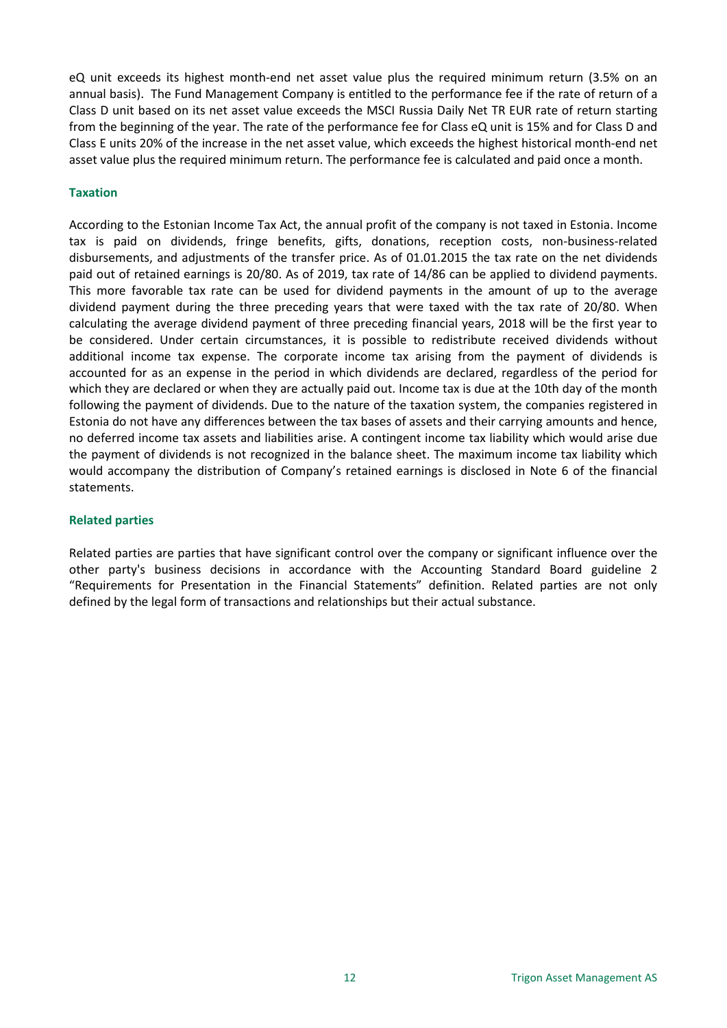eQ unit exceeds its highest month-end net asset value plus the required minimum return (3.5% on an annual basis). The Fund Management Company is entitled to the performance fee if the rate of return of a Class D unit based on its net asset value exceeds the MSCI Russia Daily Net TR EUR rate of return starting from the beginning of the year. The rate of the performance fee for Class eQ unit is 15% and for Class D and Class E units 20% of the increase in the net asset value, which exceeds the highest historical month-end net asset value plus the required minimum return. The performance fee is calculated and paid once a month.

### Taxation

According to the Estonian Income Tax Act, the annual profit of the company is not taxed in Estonia. Income tax is paid on dividends, fringe benefits, gifts, donations, reception costs, non-business-related disbursements, and adjustments of the transfer price. As of 01.01.2015 the tax rate on the net dividends paid out of retained earnings is 20/80. As of 2019, tax rate of 14/86 can be applied to dividend payments. This more favorable tax rate can be used for dividend payments in the amount of up to the average dividend payment during the three preceding years that were taxed with the tax rate of 20/80. When calculating the average dividend payment of three preceding financial years, 2018 will be the first year to be considered. Under certain circumstances, it is possible to redistribute received dividends without additional income tax expense. The corporate income tax arising from the payment of dividends is accounted for as an expense in the period in which dividends are declared, regardless of the period for which they are declared or when they are actually paid out. Income tax is due at the 10th day of the month following the payment of dividends. Due to the nature of the taxation system, the companies registered in Estonia do not have any differences between the tax bases of assets and their carrying amounts and hence, no deferred income tax assets and liabilities arise. A contingent income tax liability which would arise due the payment of dividends is not recognized in the balance sheet. The maximum income tax liability which would accompany the distribution of Company's retained earnings is disclosed in Note 6 of the financial statements.

### Related parties

Related parties are parties that have significant control over the company or significant influence over the other party's business decisions in accordance with the Accounting Standard Board guideline 2 "Requirements for Presentation in the Financial Statements" definition. Related parties are not only defined by the legal form of transactions and relationships but their actual substance.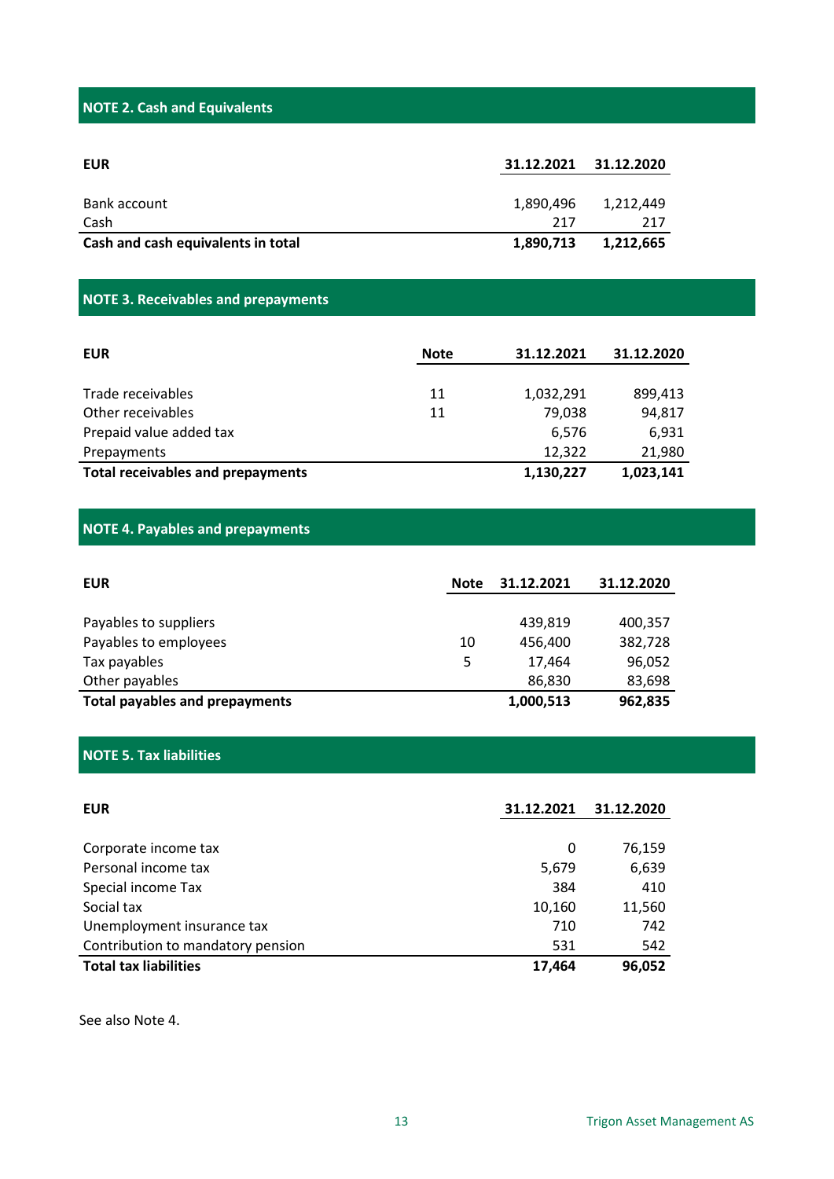## NOTE 2. Cash and Equivalents

| EUR | 31.12.2021 | 31.12.2020 |
|---|---|---|
| Bank account | 1,890,496 | 1,212,449 |
| Cash | 217 | 217 |
| **Cash and cash equivalents in total** | **1,890,713** | **1,212,665** |

## NOTE 3. Receivables and prepayments

| EUR | Note | 31.12.2021 | 31.12.2020 |
|---|---|---|---|
| Trade receivables | 11 | 1,032,291 | 899,413 |
| Other receivables | 11 | 79,038 | 94,817 |
| Prepaid value added tax | | 6,576 | 6,931 |
| Prepayments | | 12,322 | 21,980 |
| **Total receivables and prepayments** | | **1,130,227** | **1,023,141** |

## NOTE 4. Payables and prepayments

| EUR | Note | 31.12.2021 | 31.12.2020 |
|---|---|---|---|
| Payables to suppliers | | 439,819 | 400,357 |
| Payables to employees | 10 | 456,400 | 382,728 |
| Tax payables | 5 | 17,464 | 96,052 |
| Other payables | | 86,830 | 83,698 |
| **Total payables and prepayments** | | **1,000,513** | **962,835** |

## NOTE 5. Tax liabilities

| EUR | 31.12.2021 | 31.12.2020 |
|---|---|---|
| Corporate income tax | 0 | 76,159 |
| Personal income tax | 5,679 | 6,639 |
| Special income Tax | 384 | 410 |
| Social tax | 10,160 | 11,560 |
| Unemployment insurance tax | 710 | 742 |
| Contribution to mandatory pension | 531 | 542 |
| **Total tax liabilities** | **17,464** | **96,052** |

See also Note 4.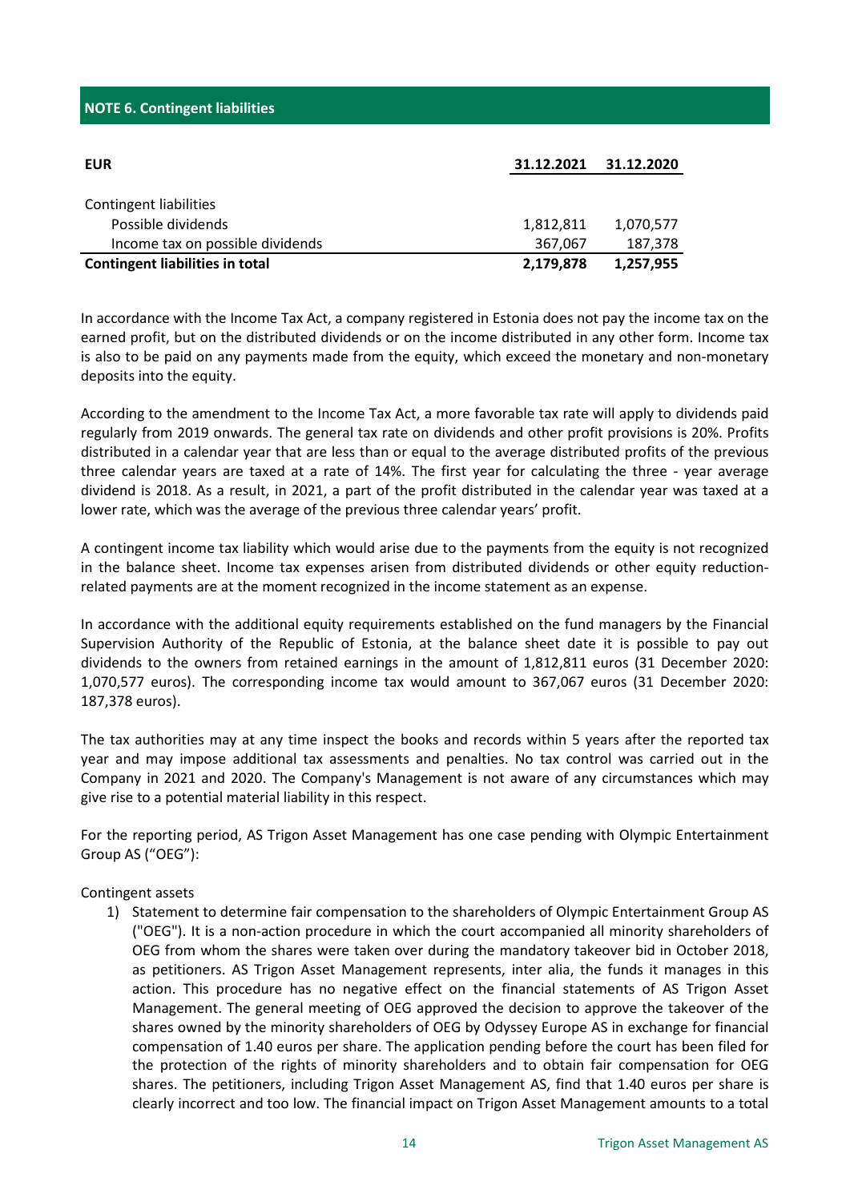## NOTE 6. Contingent liabilities

| EUR | 31.12.2021 | 31.12.2020 |
|---|---|---|
| Contingent liabilities | | |
| Possible dividends | 1,812,811 | 1,070,577 |
| Income tax on possible dividends | 367,067 | 187,378 |
| **Contingent liabilities in total** | **2,179,878** | **1,257,955** |

In accordance with the Income Tax Act, a company registered in Estonia does not pay the income tax on the earned profit, but on the distributed dividends or on the income distributed in any other form. Income tax is also to be paid on any payments made from the equity, which exceed the monetary and non-monetary deposits into the equity.

According to the amendment to the Income Tax Act, a more favorable tax rate will apply to dividends paid regularly from 2019 onwards. The general tax rate on dividends and other profit provisions is 20%. Profits distributed in a calendar year that are less than or equal to the average distributed profits of the previous three calendar years are taxed at a rate of 14%. The first year for calculating the three - year average dividend is 2018. As a result, in 2021, a part of the profit distributed in the calendar year was taxed at a lower rate, which was the average of the previous three calendar years' profit.

A contingent income tax liability which would arise due to the payments from the equity is not recognized in the balance sheet. Income tax expenses arisen from distributed dividends or other equity reduction-related payments are at the moment recognized in the income statement as an expense.

In accordance with the additional equity requirements established on the fund managers by the Financial Supervision Authority of the Republic of Estonia, at the balance sheet date it is possible to pay out dividends to the owners from retained earnings in the amount of 1,812,811 euros (31 December 2020: 1,070,577 euros). The corresponding income tax would amount to 367,067 euros (31 December 2020: 187,378 euros).

The tax authorities may at any time inspect the books and records within 5 years after the reported tax year and may impose additional tax assessments and penalties. No tax control was carried out in the Company in 2021 and 2020. The Company's Management is not aware of any circumstances which may give rise to a potential material liability in this respect.

For the reporting period, AS Trigon Asset Management has one case pending with Olympic Entertainment Group AS ("OEG"):

Contingent assets

1) Statement to determine fair compensation to the shareholders of Olympic Entertainment Group AS ("OEG"). It is a non-action procedure in which the court accompanied all minority shareholders of OEG from whom the shares were taken over during the mandatory takeover bid in October 2018, as petitioners. AS Trigon Asset Management represents, inter alia, the funds it manages in this action. This procedure has no negative effect on the financial statements of AS Trigon Asset Management. The general meeting of OEG approved the decision to approve the takeover of the shares owned by the minority shareholders of OEG by Odyssey Europe AS in exchange for financial compensation of 1.40 euros per share. The application pending before the court has been filed for the protection of the rights of minority shareholders and to obtain fair compensation for OEG shares. The petitioners, including Trigon Asset Management AS, find that 1.40 euros per share is clearly incorrect and too low. The financial impact on Trigon Asset Management amounts to a total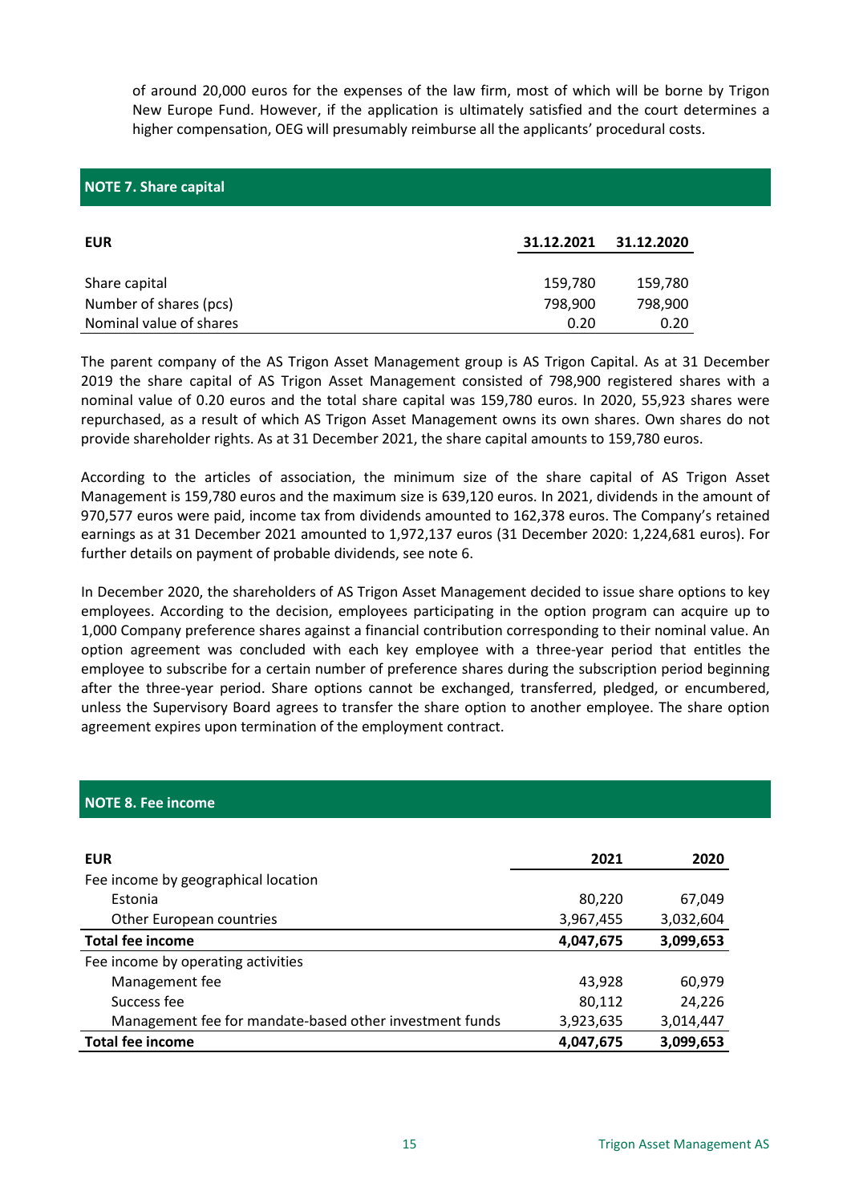of around 20,000 euros for the expenses of the law firm, most of which will be borne by Trigon New Europe Fund. However, if the application is ultimately satisfied and the court determines a higher compensation, OEG will presumably reimburse all the applicants' procedural costs.

## NOTE 7. Share capital

| EUR | 31.12.2021 | 31.12.2020 |
|---|---|---|
| Share capital | 159,780 | 159,780 |
| Number of shares (pcs) | 798,900 | 798,900 |
| Nominal value of shares | 0.20 | 0.20 |

The parent company of the AS Trigon Asset Management group is AS Trigon Capital. As at 31 December 2019 the share capital of AS Trigon Asset Management consisted of 798,900 registered shares with a nominal value of 0.20 euros and the total share capital was 159,780 euros. In 2020, 55,923 shares were repurchased, as a result of which AS Trigon Asset Management owns its own shares. Own shares do not provide shareholder rights. As at 31 December 2021, the share capital amounts to 159,780 euros.

According to the articles of association, the minimum size of the share capital of AS Trigon Asset Management is 159,780 euros and the maximum size is 639,120 euros. In 2021, dividends in the amount of 970,577 euros were paid, income tax from dividends amounted to 162,378 euros. The Company's retained earnings as at 31 December 2021 amounted to 1,972,137 euros (31 December 2020: 1,224,681 euros). For further details on payment of probable dividends, see note 6.

In December 2020, the shareholders of AS Trigon Asset Management decided to issue share options to key employees. According to the decision, employees participating in the option program can acquire up to 1,000 Company preference shares against a financial contribution corresponding to their nominal value. An option agreement was concluded with each key employee with a three-year period that entitles the employee to subscribe for a certain number of preference shares during the subscription period beginning after the three-year period. Share options cannot be exchanged, transferred, pledged, or encumbered, unless the Supervisory Board agrees to transfer the share option to another employee. The share option agreement expires upon termination of the employment contract.

## NOTE 8. Fee income

| EUR | 2021 | 2020 |
|---|---|---|
| Fee income by geographical location | | |
| Estonia | 80,220 | 67,049 |
| Other European countries | 3,967,455 | 3,032,604 |
| **Total fee income** | **4,047,675** | **3,099,653** |
| Fee income by operating activities | | |
| Management fee | 43,928 | 60,979 |
| Success fee | 80,112 | 24,226 |
| Management fee for mandate-based other investment funds | 3,923,635 | 3,014,447 |
| **Total fee income** | **4,047,675** | **3,099,653** |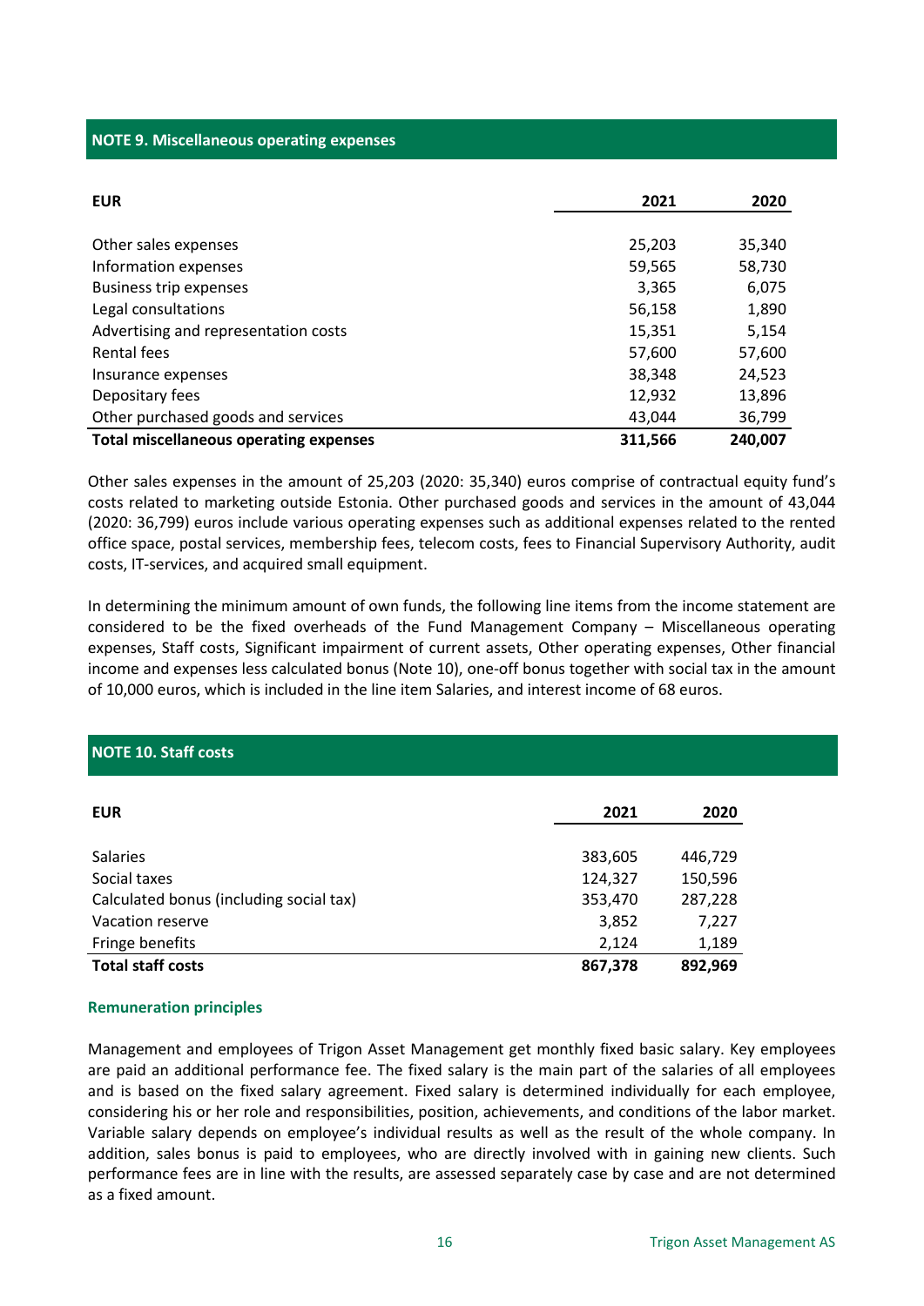## NOTE 9. Miscellaneous operating expenses

| EUR | 2021 | 2020 |
|---|---|---|
| Other sales expenses | 25,203 | 35,340 |
| Information expenses | 59,565 | 58,730 |
| Business trip expenses | 3,365 | 6,075 |
| Legal consultations | 56,158 | 1,890 |
| Advertising and representation costs | 15,351 | 5,154 |
| Rental fees | 57,600 | 57,600 |
| Insurance expenses | 38,348 | 24,523 |
| Depositary fees | 12,932 | 13,896 |
| Other purchased goods and services | 43,044 | 36,799 |
| **Total miscellaneous operating expenses** | **311,566** | **240,007** |

Other sales expenses in the amount of 25,203 (2020: 35,340) euros comprise of contractual equity fund's costs related to marketing outside Estonia. Other purchased goods and services in the amount of 43,044 (2020: 36,799) euros include various operating expenses such as additional expenses related to the rented office space, postal services, membership fees, telecom costs, fees to Financial Supervisory Authority, audit costs, IT-services, and acquired small equipment.

In determining the minimum amount of own funds, the following line items from the income statement are considered to be the fixed overheads of the Fund Management Company – Miscellaneous operating expenses, Staff costs, Significant impairment of current assets, Other operating expenses, Other financial income and expenses less calculated bonus (Note 10), one-off bonus together with social tax in the amount of 10,000 euros, which is included in the line item Salaries, and interest income of 68 euros.

## NOTE 10. Staff costs

| EUR | 2021 | 2020 |
|---|---|---|
| Salaries | 383,605 | 446,729 |
| Social taxes | 124,327 | 150,596 |
| Calculated bonus (including social tax) | 353,470 | 287,228 |
| Vacation reserve | 3,852 | 7,227 |
| Fringe benefits | 2,124 | 1,189 |
| **Total staff costs** | **867,378** | **892,969** |

### Remuneration principles

Management and employees of Trigon Asset Management get monthly fixed basic salary. Key employees are paid an additional performance fee. The fixed salary is the main part of the salaries of all employees and is based on the fixed salary agreement. Fixed salary is determined individually for each employee, considering his or her role and responsibilities, position, achievements, and conditions of the labor market. Variable salary depends on employee's individual results as well as the result of the whole company. In addition, sales bonus is paid to employees, who are directly involved with in gaining new clients. Such performance fees are in line with the results, are assessed separately case by case and are not determined as a fixed amount.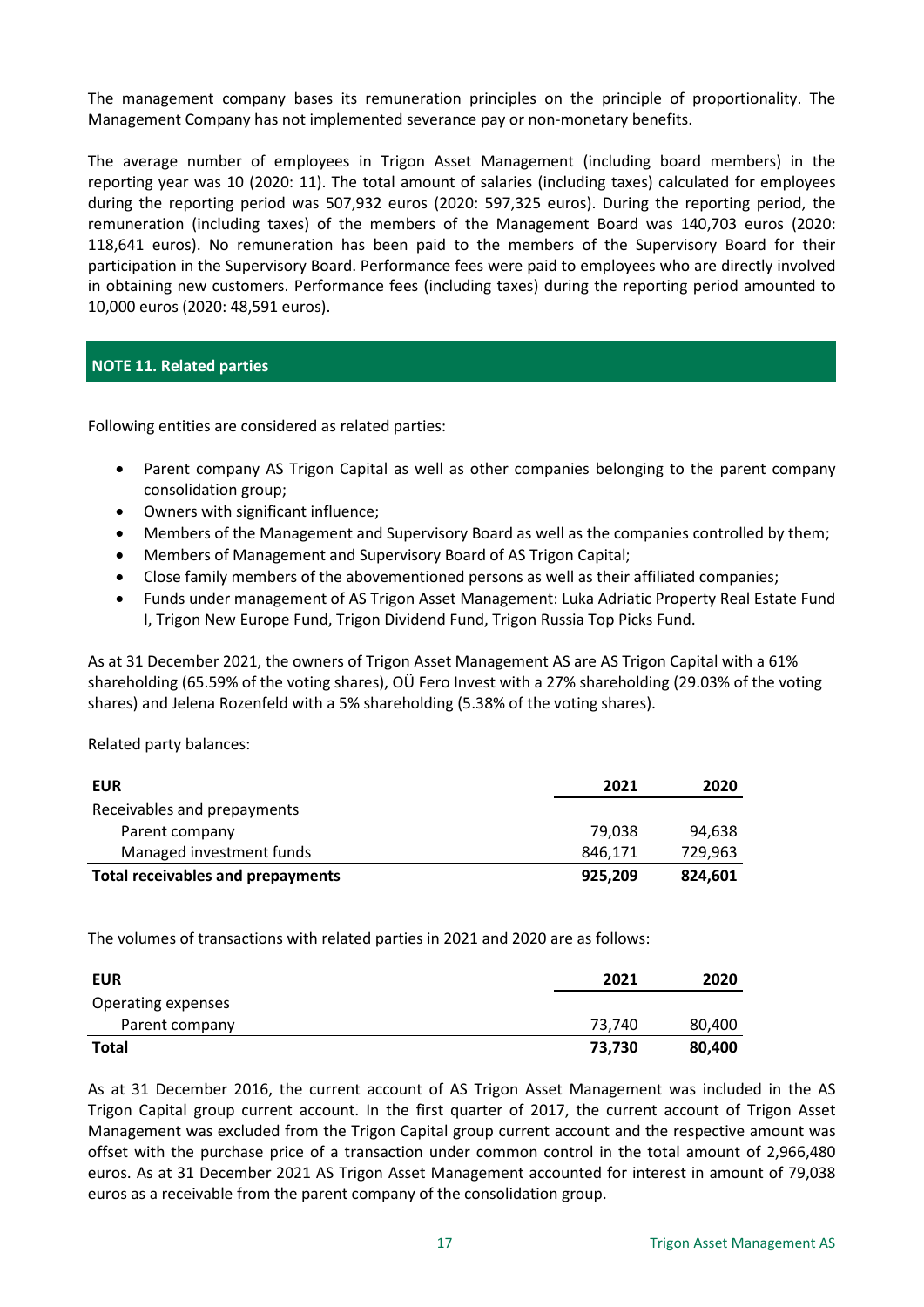The management company bases its remuneration principles on the principle of proportionality. The Management Company has not implemented severance pay or non-monetary benefits.

The average number of employees in Trigon Asset Management (including board members) in the reporting year was 10 (2020: 11). The total amount of salaries (including taxes) calculated for employees during the reporting period was 507,932 euros (2020: 597,325 euros). During the reporting period, the remuneration (including taxes) of the members of the Management Board was 140,703 euros (2020: 118,641 euros). No remuneration has been paid to the members of the Supervisory Board for their participation in the Supervisory Board. Performance fees were paid to employees who are directly involved in obtaining new customers. Performance fees (including taxes) during the reporting period amounted to 10,000 euros (2020: 48,591 euros).

## NOTE 11. Related parties

Following entities are considered as related parties:

- Parent company AS Trigon Capital as well as other companies belonging to the parent company consolidation group;
- Owners with significant influence;
- Members of the Management and Supervisory Board as well as the companies controlled by them;
- Members of Management and Supervisory Board of AS Trigon Capital;
- Close family members of the abovementioned persons as well as their affiliated companies;
- Funds under management of AS Trigon Asset Management: Luka Adriatic Property Real Estate Fund I, Trigon New Europe Fund, Trigon Dividend Fund, Trigon Russia Top Picks Fund.

As at 31 December 2021, the owners of Trigon Asset Management AS are AS Trigon Capital with a 61% shareholding (65.59% of the voting shares), OÜ Fero Invest with a 27% shareholding (29.03% of the voting shares) and Jelena Rozenfeld with a 5% shareholding (5.38% of the voting shares).

Related party balances:

| EUR | 2021 | 2020 |
|---|---|---|
| Receivables and prepayments | | |
| Parent company | 79,038 | 94,638 |
| Managed investment funds | 846,171 | 729,963 |
| **Total receivables and prepayments** | **925,209** | **824,601** |

The volumes of transactions with related parties in 2021 and 2020 are as follows:

| EUR | 2021 | 2020 |
|---|---|---|
| Operating expenses | | |
| Parent company | 73,740 | 80,400 |
| **Total** | **73,730** | **80,400** |

As at 31 December 2016, the current account of AS Trigon Asset Management was included in the AS Trigon Capital group current account. In the first quarter of 2017, the current account of Trigon Asset Management was excluded from the Trigon Capital group current account and the respective amount was offset with the purchase price of a transaction under common control in the total amount of 2,966,480 euros. As at 31 December 2021 AS Trigon Asset Management accounted for interest in amount of 79,038 euros as a receivable from the parent company of the consolidation group.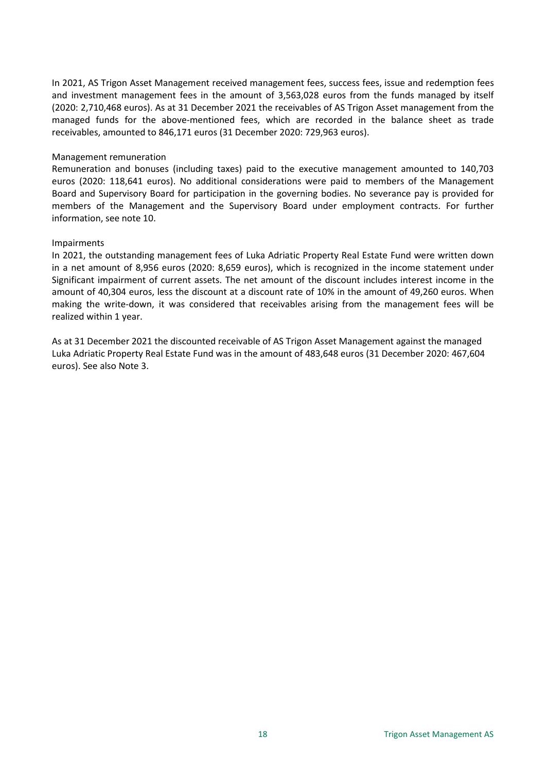In 2021, AS Trigon Asset Management received management fees, success fees, issue and redemption fees and investment management fees in the amount of 3,563,028 euros from the funds managed by itself (2020: 2,710,468 euros). As at 31 December 2021 the receivables of AS Trigon Asset management from the managed funds for the above-mentioned fees, which are recorded in the balance sheet as trade receivables, amounted to 846,171 euros (31 December 2020: 729,963 euros).

Management remuneration

Remuneration and bonuses (including taxes) paid to the executive management amounted to 140,703 euros (2020: 118,641 euros). No additional considerations were paid to members of the Management Board and Supervisory Board for participation in the governing bodies. No severance pay is provided for members of the Management and the Supervisory Board under employment contracts. For further information, see note 10.

Impairments

In 2021, the outstanding management fees of Luka Adriatic Property Real Estate Fund were written down in a net amount of 8,956 euros (2020: 8,659 euros), which is recognized in the income statement under Significant impairment of current assets. The net amount of the discount includes interest income in the amount of 40,304 euros, less the discount at a discount rate of 10% in the amount of 49,260 euros. When making the write-down, it was considered that receivables arising from the management fees will be realized within 1 year.

As at 31 December 2021 the discounted receivable of AS Trigon Asset Management against the managed Luka Adriatic Property Real Estate Fund was in the amount of 483,648 euros (31 December 2020: 467,604 euros). See also Note 3.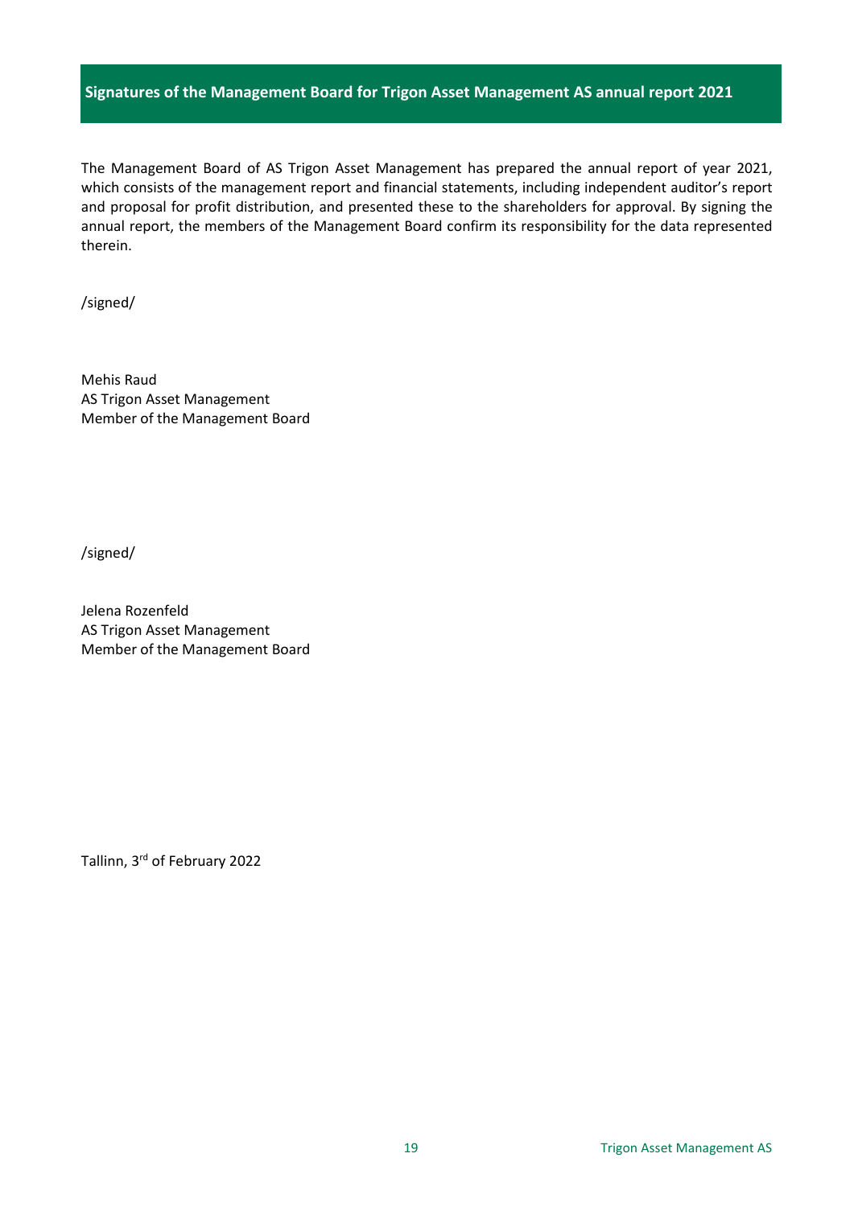## Signatures of the Management Board for Trigon Asset Management AS annual report 2021

The Management Board of AS Trigon Asset Management has prepared the annual report of year 2021, which consists of the management report and financial statements, including independent auditor's report and proposal for profit distribution, and presented these to the shareholders for approval. By signing the annual report, the members of the Management Board confirm its responsibility for the data represented therein.

/signed/

Mehis Raud
AS Trigon Asset Management
Member of the Management Board

/signed/

Jelena Rozenfeld
AS Trigon Asset Management
Member of the Management Board

Tallinn, 3rd of February 2022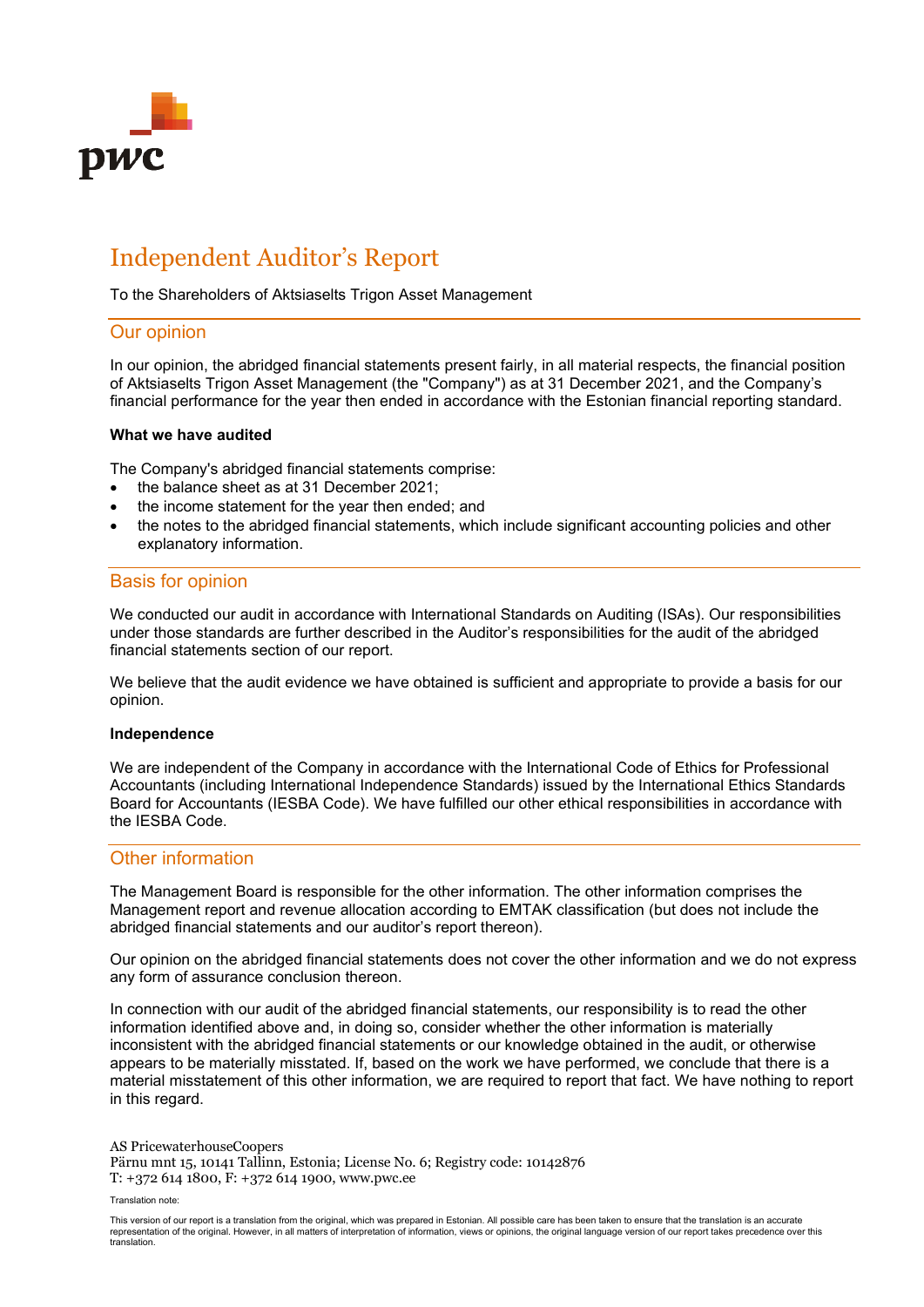# Independent Auditor's Report

To the Shareholders of Aktsiaselts Trigon Asset Management

## Our opinion

In our opinion, the abridged financial statements present fairly, in all material respects, the financial position of Aktsiaselts Trigon Asset Management (the "Company") as at 31 December 2021, and the Company's financial performance for the year then ended in accordance with the Estonian financial reporting standard.

**What we have audited**

The Company's abridged financial statements comprise:

- the balance sheet as at 31 December 2021;
- the income statement for the year then ended; and
- the notes to the abridged financial statements, which include significant accounting policies and other explanatory information.

## Basis for opinion

We conducted our audit in accordance with International Standards on Auditing (ISAs). Our responsibilities under those standards are further described in the Auditor's responsibilities for the audit of the abridged financial statements section of our report.

We believe that the audit evidence we have obtained is sufficient and appropriate to provide a basis for our opinion.

**Independence**

We are independent of the Company in accordance with the International Code of Ethics for Professional Accountants (including International Independence Standards) issued by the International Ethics Standards Board for Accountants (IESBA Code). We have fulfilled our other ethical responsibilities in accordance with the IESBA Code.

## Other information

The Management Board is responsible for the other information. The other information comprises the Management report and revenue allocation according to EMTAK classification (but does not include the abridged financial statements and our auditor's report thereon).

Our opinion on the abridged financial statements does not cover the other information and we do not express any form of assurance conclusion thereon.

In connection with our audit of the abridged financial statements, our responsibility is to read the other information identified above and, in doing so, consider whether the other information is materially inconsistent with the abridged financial statements or our knowledge obtained in the audit, or otherwise appears to be materially misstated. If, based on the work we have performed, we conclude that there is a material misstatement of this other information, we are required to report that fact. We have nothing to report in this regard.

AS PricewaterhouseCoopers
Pärnu mnt 15, 10141 Tallinn, Estonia; License No. 6; Registry code: 10142876
T: +372 614 1800, F: +372 614 1900, www.pwc.ee

Translation note:

This version of our report is a translation from the original, which was prepared in Estonian. All possible care has been taken to ensure that the translation is an accurate representation of the original. However, in all matters of interpretation of information, views or opinions, the original language version of our report takes precedence over this translation.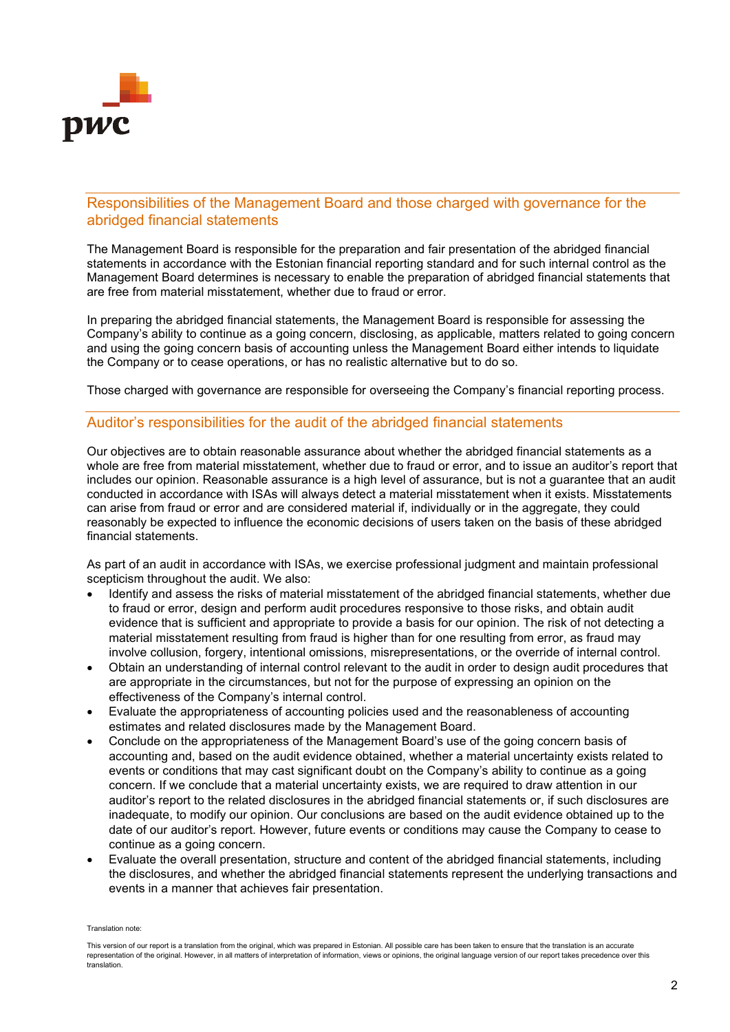## Responsibilities of the Management Board and those charged with governance for the abridged financial statements

The Management Board is responsible for the preparation and fair presentation of the abridged financial statements in accordance with the Estonian financial reporting standard and for such internal control as the Management Board determines is necessary to enable the preparation of abridged financial statements that are free from material misstatement, whether due to fraud or error.

In preparing the abridged financial statements, the Management Board is responsible for assessing the Company's ability to continue as a going concern, disclosing, as applicable, matters related to going concern and using the going concern basis of accounting unless the Management Board either intends to liquidate the Company or to cease operations, or has no realistic alternative but to do so.

Those charged with governance are responsible for overseeing the Company's financial reporting process.

## Auditor's responsibilities for the audit of the abridged financial statements

Our objectives are to obtain reasonable assurance about whether the abridged financial statements as a whole are free from material misstatement, whether due to fraud or error, and to issue an auditor's report that includes our opinion. Reasonable assurance is a high level of assurance, but is not a guarantee that an audit conducted in accordance with ISAs will always detect a material misstatement when it exists. Misstatements can arise from fraud or error and are considered material if, individually or in the aggregate, they could reasonably be expected to influence the economic decisions of users taken on the basis of these abridged financial statements.

As part of an audit in accordance with ISAs, we exercise professional judgment and maintain professional scepticism throughout the audit. We also:

- Identify and assess the risks of material misstatement of the abridged financial statements, whether due to fraud or error, design and perform audit procedures responsive to those risks, and obtain audit evidence that is sufficient and appropriate to provide a basis for our opinion. The risk of not detecting a material misstatement resulting from fraud is higher than for one resulting from error, as fraud may involve collusion, forgery, intentional omissions, misrepresentations, or the override of internal control.
- Obtain an understanding of internal control relevant to the audit in order to design audit procedures that are appropriate in the circumstances, but not for the purpose of expressing an opinion on the effectiveness of the Company's internal control.
- Evaluate the appropriateness of accounting policies used and the reasonableness of accounting estimates and related disclosures made by the Management Board.
- Conclude on the appropriateness of the Management Board's use of the going concern basis of accounting and, based on the audit evidence obtained, whether a material uncertainty exists related to events or conditions that may cast significant doubt on the Company's ability to continue as a going concern. If we conclude that a material uncertainty exists, we are required to draw attention in our auditor's report to the related disclosures in the abridged financial statements or, if such disclosures are inadequate, to modify our opinion. Our conclusions are based on the audit evidence obtained up to the date of our auditor's report. However, future events or conditions may cause the Company to cease to continue as a going concern.
- Evaluate the overall presentation, structure and content of the abridged financial statements, including the disclosures, and whether the abridged financial statements represent the underlying transactions and events in a manner that achieves fair presentation.

Translation note:

This version of our report is a translation from the original, which was prepared in Estonian. All possible care has been taken to ensure that the translation is an accurate representation of the original. However, in all matters of interpretation of information, views or opinions, the original language version of our report takes precedence over this translation.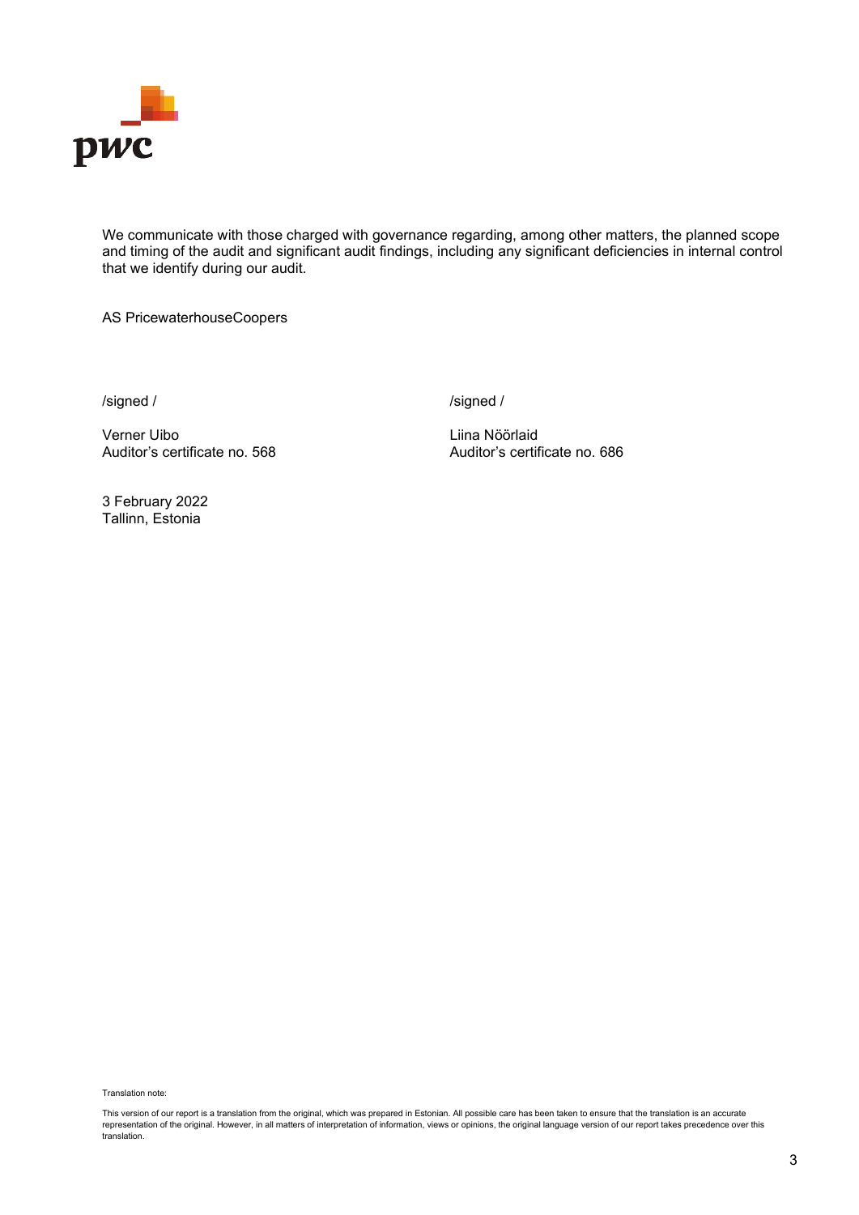We communicate with those charged with governance regarding, among other matters, the planned scope and timing of the audit and significant audit findings, including any significant deficiencies in internal control that we identify during our audit.

AS PricewaterhouseCoopers

/signed /

Verner Uibo
Auditor's certificate no. 568

/signed /

Liina Nöörlaid
Auditor's certificate no. 686

3 February 2022
Tallinn, Estonia

Translation note:

This version of our report is a translation from the original, which was prepared in Estonian. All possible care has been taken to ensure that the translation is an accurate representation of the original. However, in all matters of interpretation of information, views or opinions, the original language version of our report takes precedence over this translation.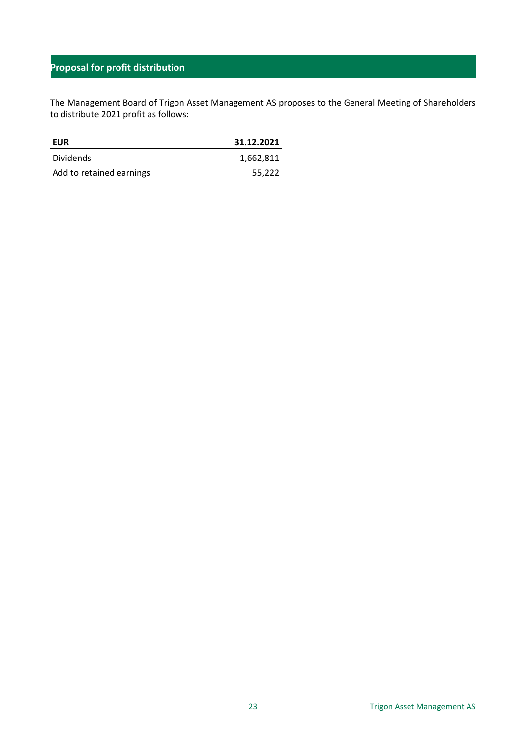## Proposal for profit distribution

The Management Board of Trigon Asset Management AS proposes to the General Meeting of Shareholders to distribute 2021 profit as follows:

| EUR | 31.12.2021 |
|---|---:|
| Dividends | 1,662,811 |
| Add to retained earnings | 55,222 |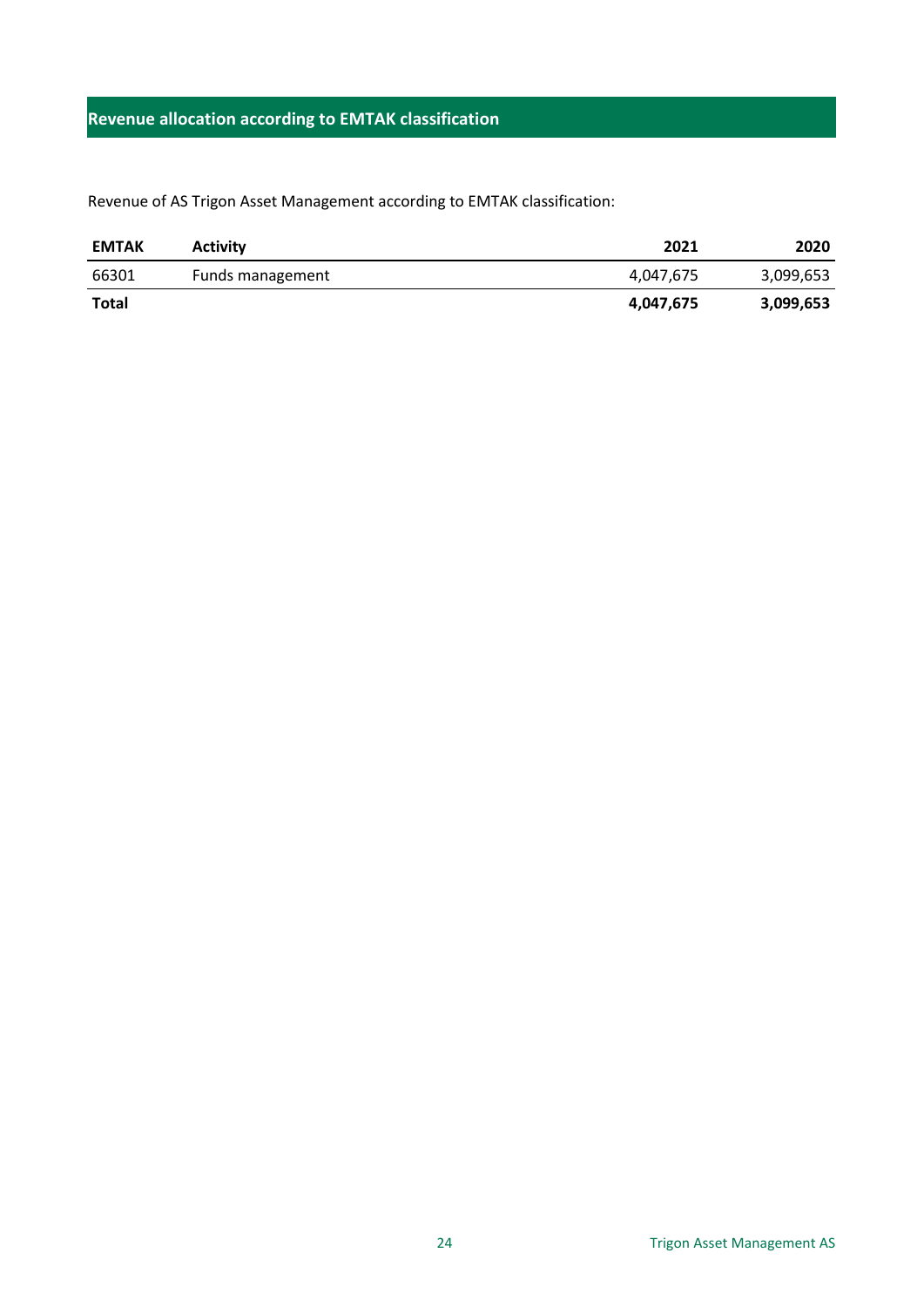## Revenue allocation according to EMTAK classification

Revenue of AS Trigon Asset Management according to EMTAK classification:

| EMTAK | Activity | 2021 | 2020 |
|---|---|---|---|
| 66301 | Funds management | 4,047,675 | 3,099,653 |
| **Total** | | **4,047,675** | **3,099,653** |